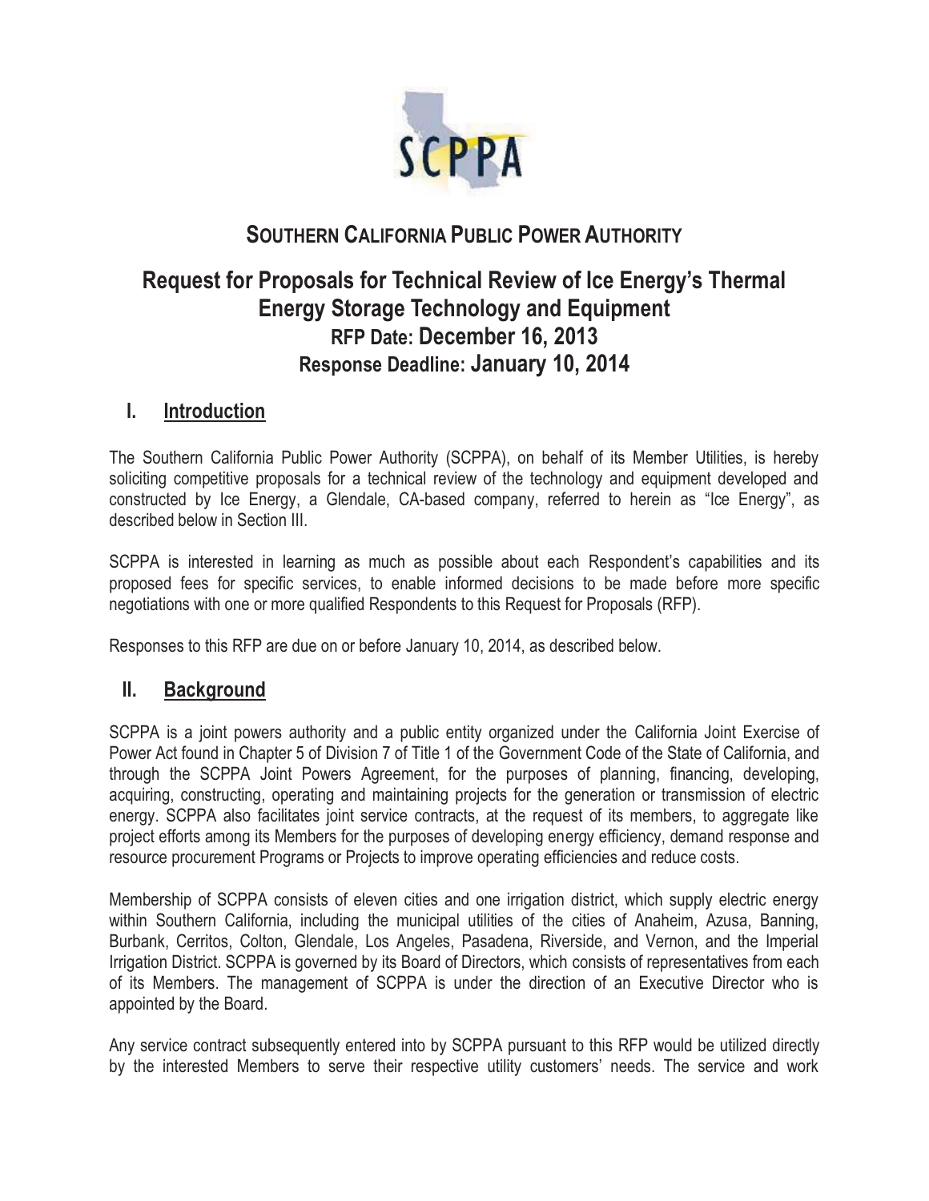## SOUTHERN CALIFORNIA PUBLIC POWER AUTHORITY

# Request for Proposals for Technical Review of Ice Energy's Thermal Energy Storage Technology and Equipment

**RFP Date: December 16, 2013**

**Response Deadline: January 10, 2014**

## I. Introduction

The Southern California Public Power Authority (SCPPA), on behalf of its Member Utilities, is hereby soliciting competitive proposals for a technical review of the technology and equipment developed and constructed by Ice Energy, a Glendale, CA-based company, referred to herein as "Ice Energy", as described below in Section III.

SCPPA is interested in learning as much as possible about each Respondent's capabilities and its proposed fees for specific services, to enable informed decisions to be made before more specific negotiations with one or more qualified Respondents to this Request for Proposals (RFP).

Responses to this RFP are due on or before January 10, 2014, as described below.

## II. Background

SCPPA is a joint powers authority and a public entity organized under the California Joint Exercise of Power Act found in Chapter 5 of Division 7 of Title 1 of the Government Code of the State of California, and through the SCPPA Joint Powers Agreement, for the purposes of planning, financing, developing, acquiring, constructing, operating and maintaining projects for the generation or transmission of electric energy. SCPPA also facilitates joint service contracts, at the request of its members, to aggregate like project efforts among its Members for the purposes of developing energy efficiency, demand response and resource procurement Programs or Projects to improve operating efficiencies and reduce costs.

Membership of SCPPA consists of eleven cities and one irrigation district, which supply electric energy within Southern California, including the municipal utilities of the cities of Anaheim, Azusa, Banning, Burbank, Cerritos, Colton, Glendale, Los Angeles, Pasadena, Riverside, and Vernon, and the Imperial Irrigation District. SCPPA is governed by its Board of Directors, which consists of representatives from each of its Members. The management of SCPPA is under the direction of an Executive Director who is appointed by the Board.

Any service contract subsequently entered into by SCPPA pursuant to this RFP would be utilized directly by the interested Members to serve their respective utility customers' needs. The service and work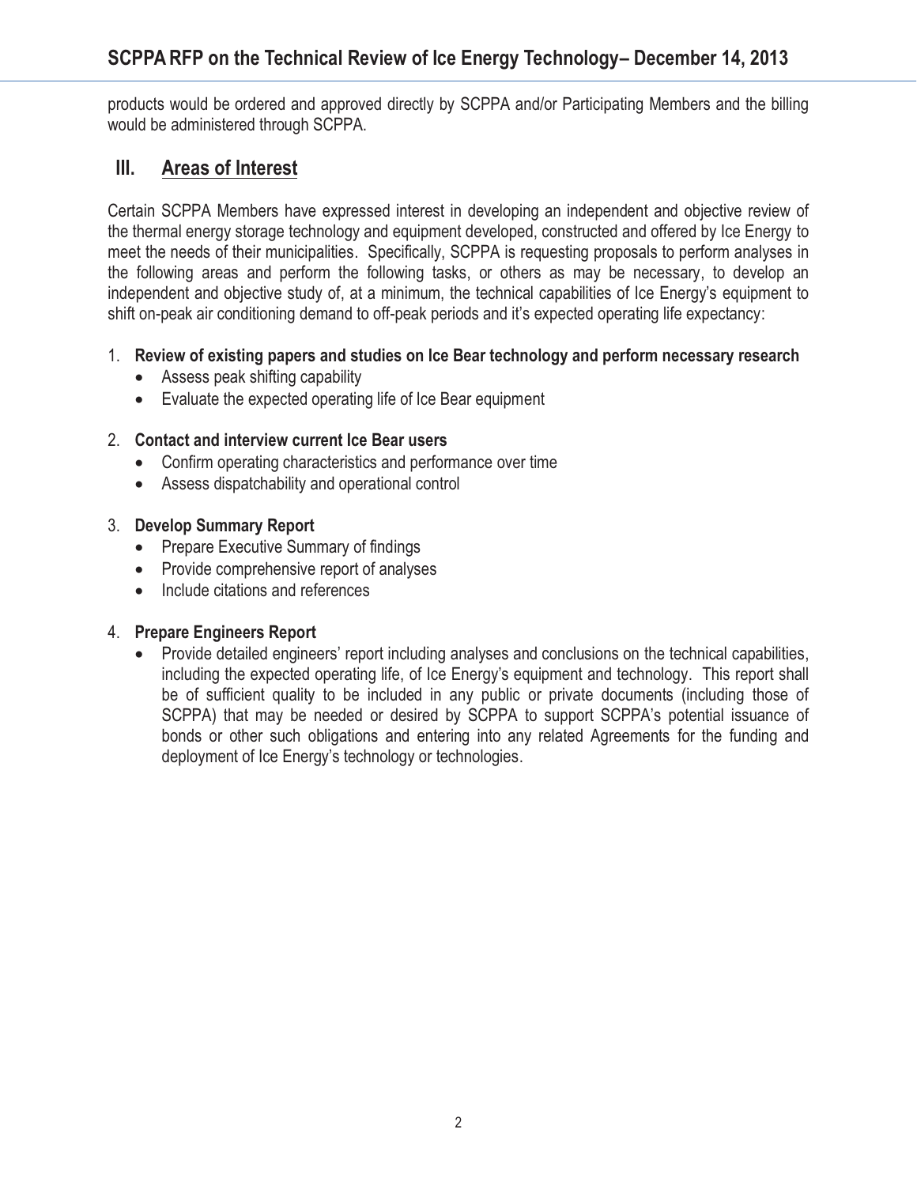products would be ordered and approved directly by SCPPA and/or Participating Members and the billing would be administered through SCPPA.

## III. Areas of Interest

Certain SCPPA Members have expressed interest in developing an independent and objective review of the thermal energy storage technology and equipment developed, constructed and offered by Ice Energy to meet the needs of their municipalities. Specifically, SCPPA is requesting proposals to perform analyses in the following areas and perform the following tasks, or others as may be necessary, to develop an independent and objective study of, at a minimum, the technical capabilities of Ice Energy's equipment to shift on-peak air conditioning demand to off-peak periods and it's expected operating life expectancy:

1. **Review of existing papers and studies on Ice Bear technology and perform necessary research**
   - Assess peak shifting capability
   - Evaluate the expected operating life of Ice Bear equipment
2. **Contact and interview current Ice Bear users**
   - Confirm operating characteristics and performance over time
   - Assess dispatchability and operational control
3. **Develop Summary Report**
   - Prepare Executive Summary of findings
   - Provide comprehensive report of analyses
   - Include citations and references
4. **Prepare Engineers Report**
   - Provide detailed engineers' report including analyses and conclusions on the technical capabilities, including the expected operating life, of Ice Energy's equipment and technology. This report shall be of sufficient quality to be included in any public or private documents (including those of SCPPA) that may be needed or desired by SCPPA to support SCPPA's potential issuance of bonds or other such obligations and entering into any related Agreements for the funding and deployment of Ice Energy's technology or technologies.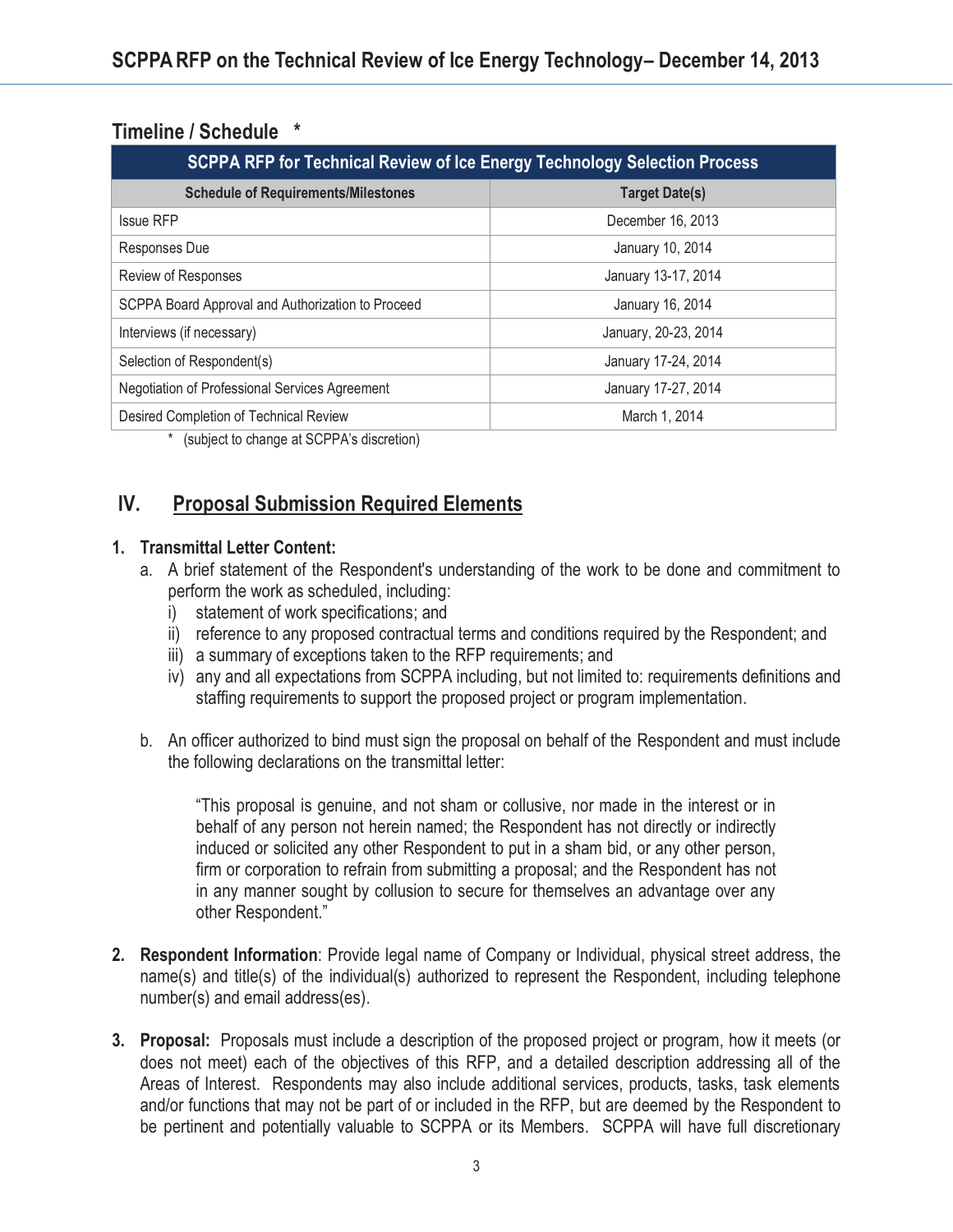## Timeline / Schedule *

| SCPPA RFP for Technical Review of Ice Energy Technology Selection Process | |
|---|---|
| **Schedule of Requirements/Milestones** | **Target Date(s)** |
| Issue RFP | December 16, 2013 |
| Responses Due | January 10, 2014 |
| Review of Responses | January 13-17, 2014 |
| SCPPA Board Approval and Authorization to Proceed | January 16, 2014 |
| Interviews (if necessary) | January, 20-23, 2014 |
| Selection of Respondent(s) | January 17-24, 2014 |
| Negotiation of Professional Services Agreement | January 17-27, 2014 |
| Desired Completion of Technical Review | March 1, 2014 |

\* (subject to change at SCPPA's discretion)

## IV. Proposal Submission Required Elements

1. **Transmittal Letter Content:**
   a. A brief statement of the Respondent's understanding of the work to be done and commitment to perform the work as scheduled, including:
      i) statement of work specifications; and
      ii) reference to any proposed contractual terms and conditions required by the Respondent; and
      iii) a summary of exceptions taken to the RFP requirements; and
      iv) any and all expectations from SCPPA including, but not limited to: requirements definitions and staffing requirements to support the proposed project or program implementation.

   b. An officer authorized to bind must sign the proposal on behalf of the Respondent and must include the following declarations on the transmittal letter:

      "This proposal is genuine, and not sham or collusive, nor made in the interest or in behalf of any person not herein named; the Respondent has not directly or indirectly induced or solicited any other Respondent to put in a sham bid, or any other person, firm or corporation to refrain from submitting a proposal; and the Respondent has not in any manner sought by collusion to secure for themselves an advantage over any other Respondent."

2. **Respondent Information**: Provide legal name of Company or Individual, physical street address, the name(s) and title(s) of the individual(s) authorized to represent the Respondent, including telephone number(s) and email address(es).

3. **Proposal:** Proposals must include a description of the proposed project or program, how it meets (or does not meet) each of the objectives of this RFP, and a detailed description addressing all of the Areas of Interest. Respondents may also include additional services, products, tasks, task elements and/or functions that may not be part of or included in the RFP, but are deemed by the Respondent to be pertinent and potentially valuable to SCPPA or its Members. SCPPA will have full discretionary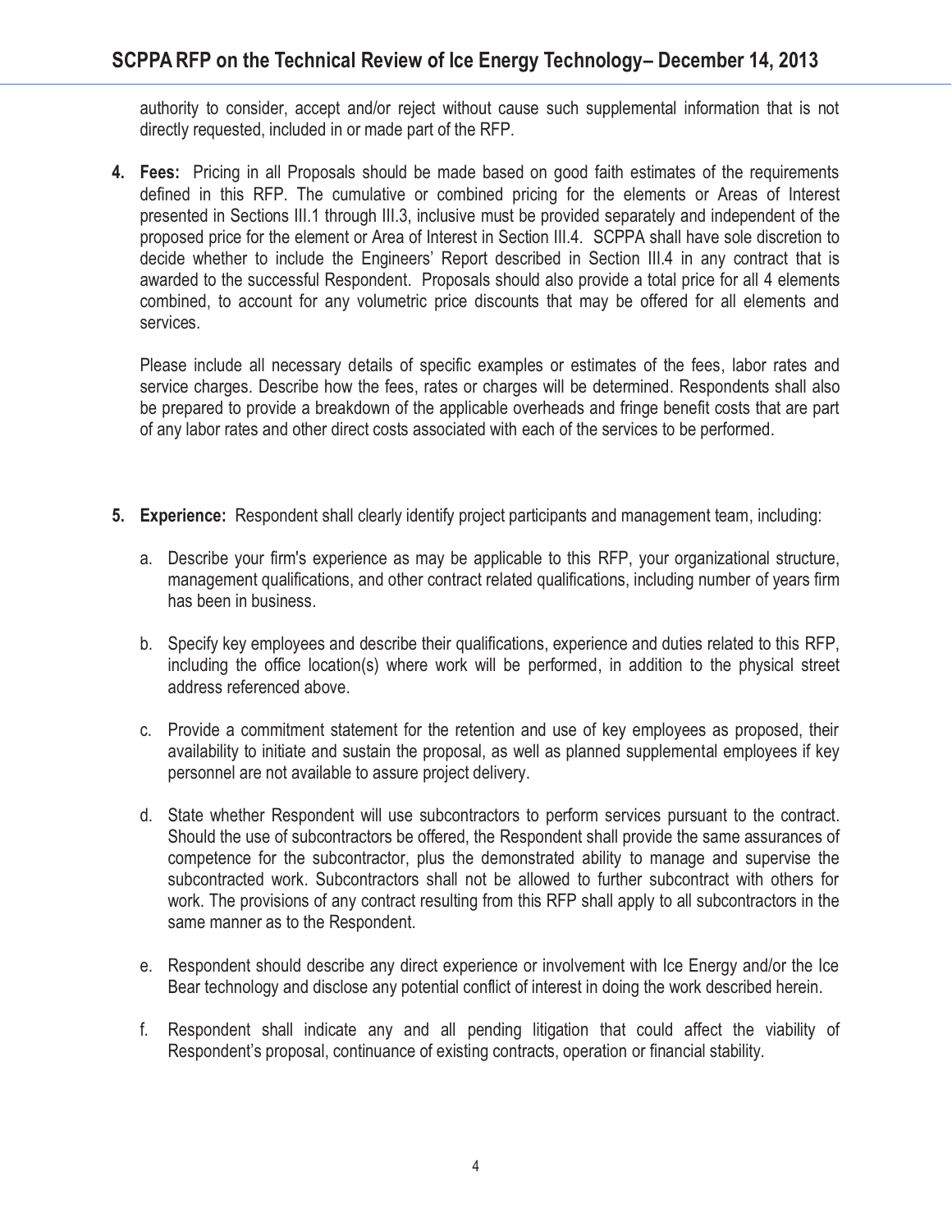authority to consider, accept and/or reject without cause such supplemental information that is not directly requested, included in or made part of the RFP.

4. **Fees:** Pricing in all Proposals should be made based on good faith estimates of the requirements defined in this RFP. The cumulative or combined pricing for the elements or Areas of Interest presented in Sections III.1 through III.3, inclusive must be provided separately and independent of the proposed price for the element or Area of Interest in Section III.4. SCPPA shall have sole discretion to decide whether to include the Engineers' Report described in Section III.4 in any contract that is awarded to the successful Respondent. Proposals should also provide a total price for all 4 elements combined, to account for any volumetric price discounts that may be offered for all elements and services.

   Please include all necessary details of specific examples or estimates of the fees, labor rates and service charges. Describe how the fees, rates or charges will be determined. Respondents shall also be prepared to provide a breakdown of the applicable overheads and fringe benefit costs that are part of any labor rates and other direct costs associated with each of the services to be performed.

5. **Experience:** Respondent shall clearly identify project participants and management team, including:

   a. Describe your firm's experience as may be applicable to this RFP, your organizational structure, management qualifications, and other contract related qualifications, including number of years firm has been in business.

   b. Specify key employees and describe their qualifications, experience and duties related to this RFP, including the office location(s) where work will be performed, in addition to the physical street address referenced above.

   c. Provide a commitment statement for the retention and use of key employees as proposed, their availability to initiate and sustain the proposal, as well as planned supplemental employees if key personnel are not available to assure project delivery.

   d. State whether Respondent will use subcontractors to perform services pursuant to the contract. Should the use of subcontractors be offered, the Respondent shall provide the same assurances of competence for the subcontractor, plus the demonstrated ability to manage and supervise the subcontracted work. Subcontractors shall not be allowed to further subcontract with others for work. The provisions of any contract resulting from this RFP shall apply to all subcontractors in the same manner as to the Respondent.

   e. Respondent should describe any direct experience or involvement with Ice Energy and/or the Ice Bear technology and disclose any potential conflict of interest in doing the work described herein.

   f. Respondent shall indicate any and all pending litigation that could affect the viability of Respondent's proposal, continuance of existing contracts, operation or financial stability.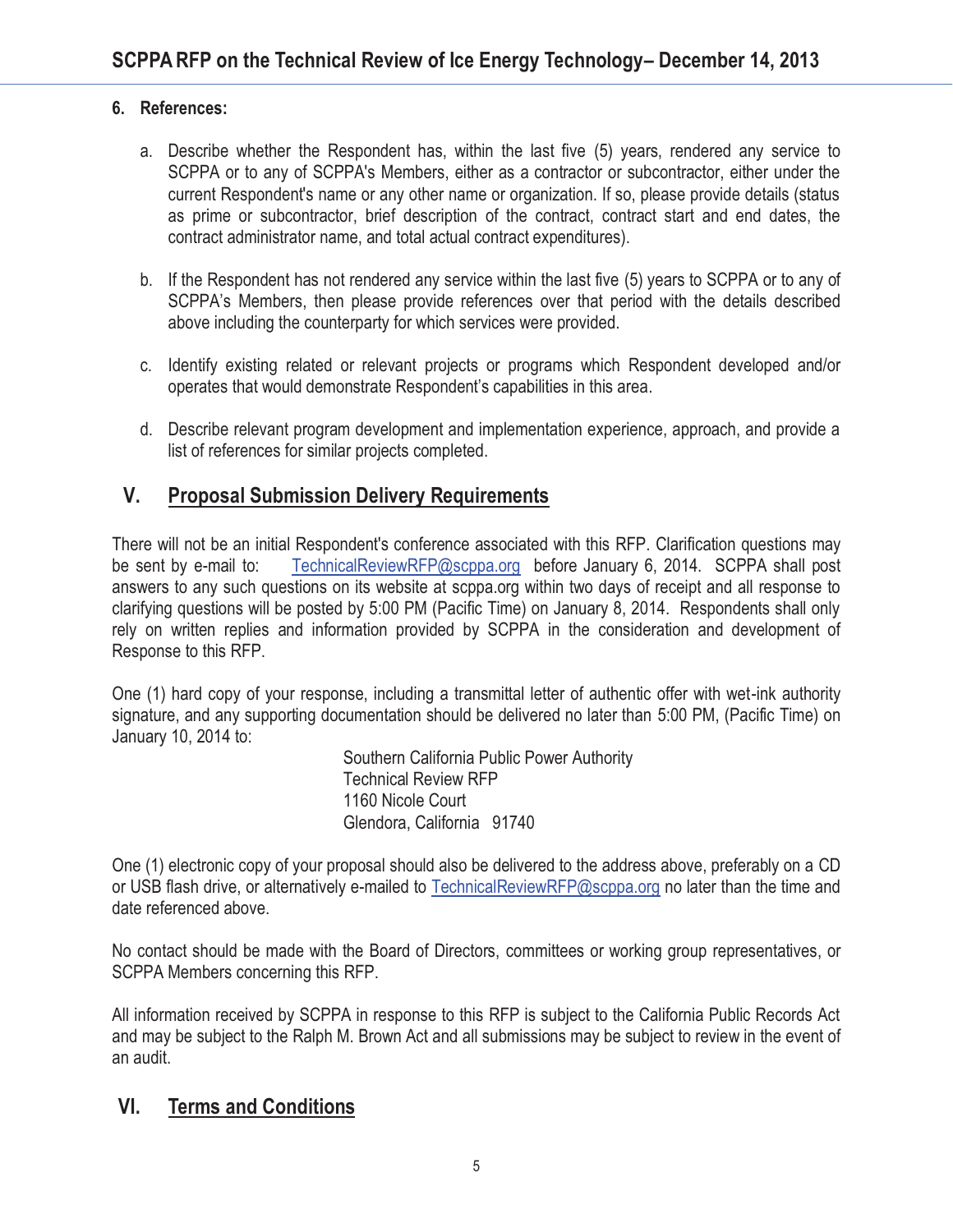6. **References:**

   a. Describe whether the Respondent has, within the last five (5) years, rendered any service to SCPPA or to any of SCPPA's Members, either as a contractor or subcontractor, either under the current Respondent's name or any other name or organization. If so, please provide details (status as prime or subcontractor, brief description of the contract, contract start and end dates, the contract administrator name, and total actual contract expenditures).

   b. If the Respondent has not rendered any service within the last five (5) years to SCPPA or to any of SCPPA's Members, then please provide references over that period with the details described above including the counterparty for which services were provided.

   c. Identify existing related or relevant projects or programs which Respondent developed and/or operates that would demonstrate Respondent's capabilities in this area.

   d. Describe relevant program development and implementation experience, approach, and provide a list of references for similar projects completed.

## V. Proposal Submission Delivery Requirements

There will not be an initial Respondent's conference associated with this RFP. Clarification questions may be sent by e-mail to: TechnicalReviewRFP@scppa.org before January 6, 2014. SCPPA shall post answers to any such questions on its website at scppa.org within two days of receipt and all response to clarifying questions will be posted by 5:00 PM (Pacific Time) on January 8, 2014. Respondents shall only rely on written replies and information provided by SCPPA in the consideration and development of Response to this RFP.

One (1) hard copy of your response, including a transmittal letter of authentic offer with wet-ink authority signature, and any supporting documentation should be delivered no later than 5:00 PM, (Pacific Time) on January 10, 2014 to:

Southern California Public Power Authority
Technical Review RFP
1160 Nicole Court
Glendora, California 91740

One (1) electronic copy of your proposal should also be delivered to the address above, preferably on a CD or USB flash drive, or alternatively e-mailed to TechnicalReviewRFP@scppa.org no later than the time and date referenced above.

No contact should be made with the Board of Directors, committees or working group representatives, or SCPPA Members concerning this RFP.

All information received by SCPPA in response to this RFP is subject to the California Public Records Act and may be subject to the Ralph M. Brown Act and all submissions may be subject to review in the event of an audit.

## VI. Terms and Conditions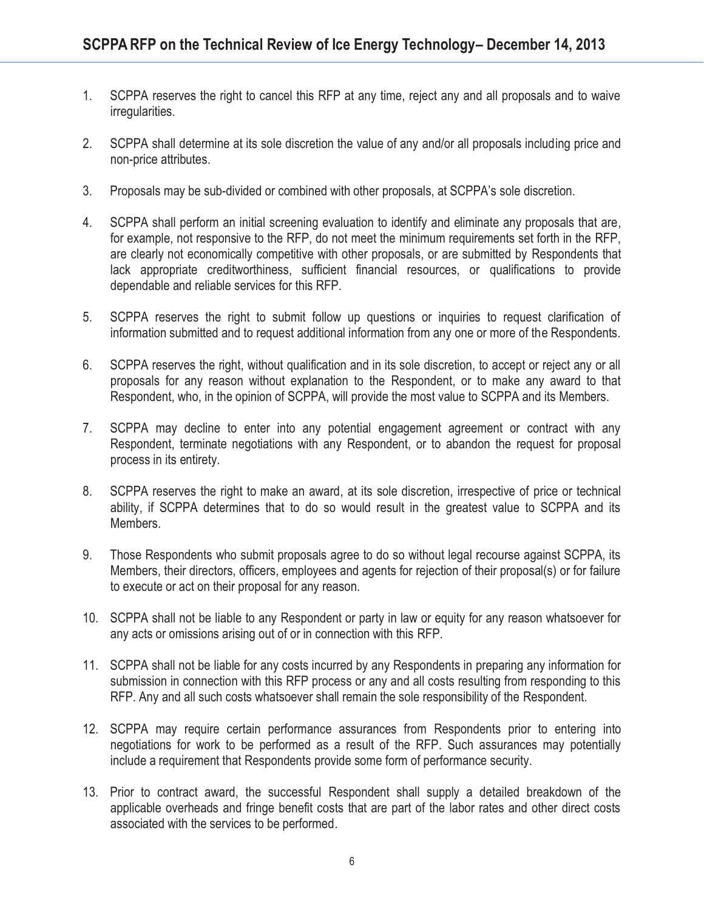1. SCPPA reserves the right to cancel this RFP at any time, reject any and all proposals and to waive irregularities.

2. SCPPA shall determine at its sole discretion the value of any and/or all proposals including price and non-price attributes.

3. Proposals may be sub-divided or combined with other proposals, at SCPPA's sole discretion.

4. SCPPA shall perform an initial screening evaluation to identify and eliminate any proposals that are, for example, not responsive to the RFP, do not meet the minimum requirements set forth in the RFP, are clearly not economically competitive with other proposals, or are submitted by Respondents that lack appropriate creditworthiness, sufficient financial resources, or qualifications to provide dependable and reliable services for this RFP.

5. SCPPA reserves the right to submit follow up questions or inquiries to request clarification of information submitted and to request additional information from any one or more of the Respondents.

6. SCPPA reserves the right, without qualification and in its sole discretion, to accept or reject any or all proposals for any reason without explanation to the Respondent, or to make any award to that Respondent, who, in the opinion of SCPPA, will provide the most value to SCPPA and its Members.

7. SCPPA may decline to enter into any potential engagement agreement or contract with any Respondent, terminate negotiations with any Respondent, or to abandon the request for proposal process in its entirety.

8. SCPPA reserves the right to make an award, at its sole discretion, irrespective of price or technical ability, if SCPPA determines that to do so would result in the greatest value to SCPPA and its Members.

9. Those Respondents who submit proposals agree to do so without legal recourse against SCPPA, its Members, their directors, officers, employees and agents for rejection of their proposal(s) or for failure to execute or act on their proposal for any reason.

10. SCPPA shall not be liable to any Respondent or party in law or equity for any reason whatsoever for any acts or omissions arising out of or in connection with this RFP.

11. SCPPA shall not be liable for any costs incurred by any Respondents in preparing any information for submission in connection with this RFP process or any and all costs resulting from responding to this RFP. Any and all such costs whatsoever shall remain the sole responsibility of the Respondent.

12. SCPPA may require certain performance assurances from Respondents prior to entering into negotiations for work to be performed as a result of the RFP. Such assurances may potentially include a requirement that Respondents provide some form of performance security.

13. Prior to contract award, the successful Respondent shall supply a detailed breakdown of the applicable overheads and fringe benefit costs that are part of the labor rates and other direct costs associated with the services to be performed.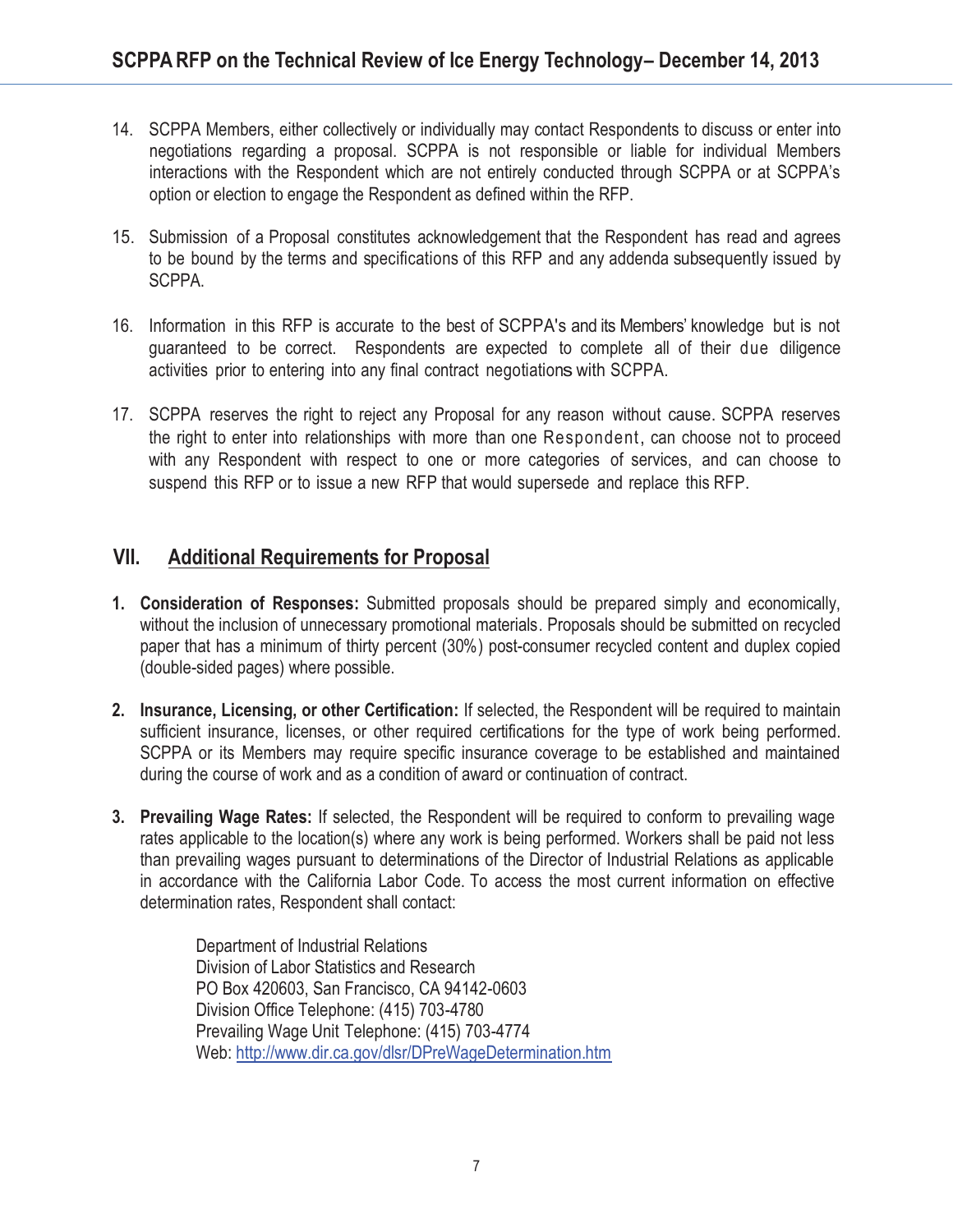14. SCPPA Members, either collectively or individually may contact Respondents to discuss or enter into negotiations regarding a proposal. SCPPA is not responsible or liable for individual Members interactions with the Respondent which are not entirely conducted through SCPPA or at SCPPA's option or election to engage the Respondent as defined within the RFP.

15. Submission of a Proposal constitutes acknowledgement that the Respondent has read and agrees to be bound by the terms and specifications of this RFP and any addenda subsequently issued by SCPPA.

16. Information in this RFP is accurate to the best of SCPPA's and its Members' knowledge but is not guaranteed to be correct. Respondents are expected to complete all of their due diligence activities prior to entering into any final contract negotiations with SCPPA.

17. SCPPA reserves the right to reject any Proposal for any reason without cause. SCPPA reserves the right to enter into relationships with more than one Respondent, can choose not to proceed with any Respondent with respect to one or more categories of services, and can choose to suspend this RFP or to issue a new RFP that would supersede and replace this RFP.

## VII. Additional Requirements for Proposal

1. **Consideration of Responses:** Submitted proposals should be prepared simply and economically, without the inclusion of unnecessary promotional materials. Proposals should be submitted on recycled paper that has a minimum of thirty percent (30%) post-consumer recycled content and duplex copied (double-sided pages) where possible.

2. **Insurance, Licensing, or other Certification:** If selected, the Respondent will be required to maintain sufficient insurance, licenses, or other required certifications for the type of work being performed. SCPPA or its Members may require specific insurance coverage to be established and maintained during the course of work and as a condition of award or continuation of contract.

3. **Prevailing Wage Rates:** If selected, the Respondent will be required to conform to prevailing wage rates applicable to the location(s) where any work is being performed. Workers shall be paid not less than prevailing wages pursuant to determinations of the Director of Industrial Relations as applicable in accordance with the California Labor Code. To access the most current information on effective determination rates, Respondent shall contact:

   Department of Industrial Relations
   Division of Labor Statistics and Research
   PO Box 420603, San Francisco, CA 94142-0603
   Division Office Telephone: (415) 703-4780
   Prevailing Wage Unit Telephone: (415) 703-4774
   Web: http://www.dir.ca.gov/dlsr/DPreWageDetermination.htm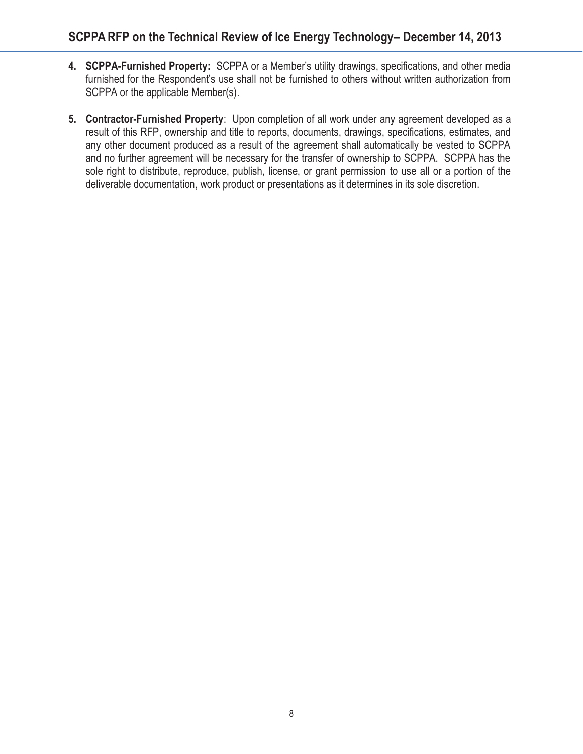4. **SCPPA-Furnished Property:** SCPPA or a Member's utility drawings, specifications, and other media furnished for the Respondent's use shall not be furnished to others without written authorization from SCPPA or the applicable Member(s).

5. **Contractor-Furnished Property**: Upon completion of all work under any agreement developed as a result of this RFP, ownership and title to reports, documents, drawings, specifications, estimates, and any other document produced as a result of the agreement shall automatically be vested to SCPPA and no further agreement will be necessary for the transfer of ownership to SCPPA. SCPPA has the sole right to distribute, reproduce, publish, license, or grant permission to use all or a portion of the deliverable documentation, work product or presentations as it determines in its sole discretion.